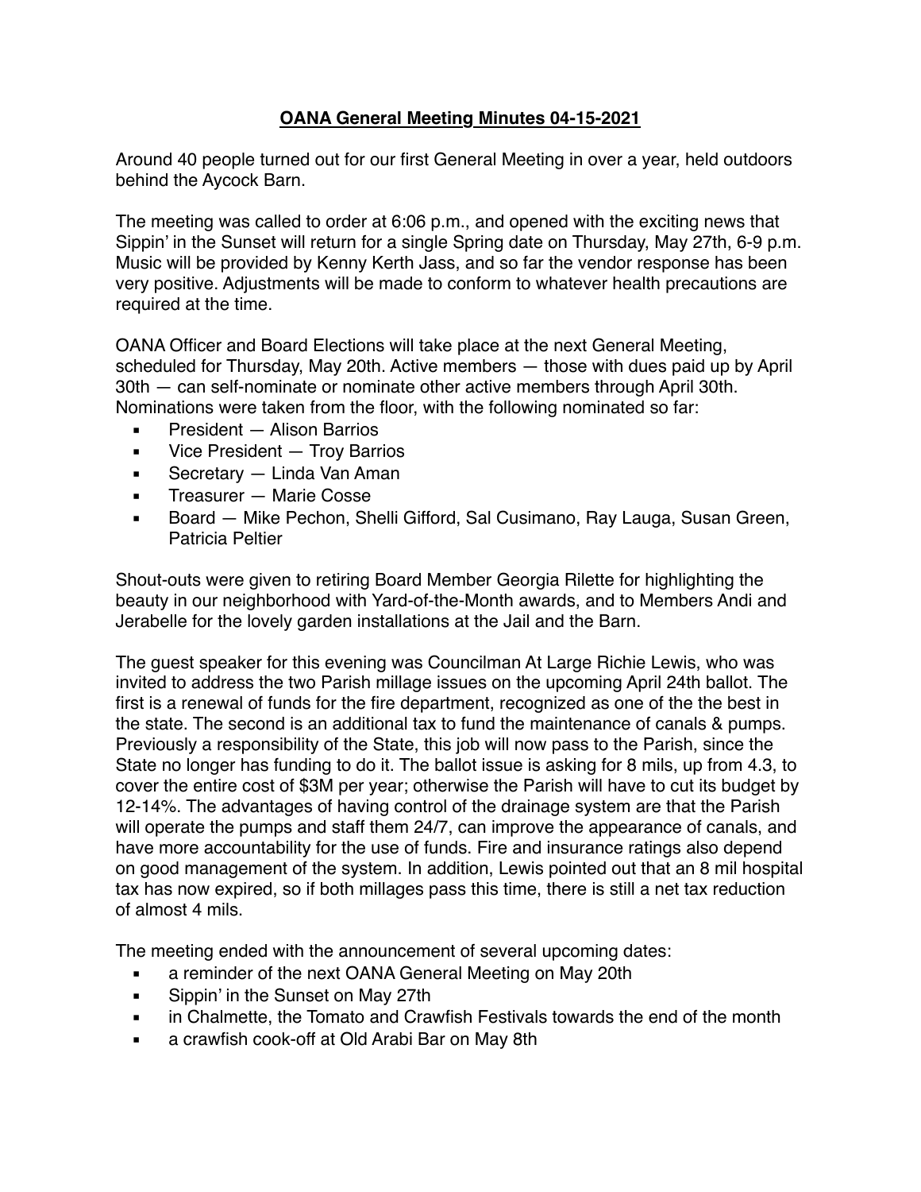# **OANA General Meeting Minutes 04-15-2021**

Around 40 people turned out for our first General Meeting in over a year, held outdoors behind the Aycock Barn.

The meeting was called to order at 6:06 p.m., and opened with the exciting news that Sippin' in the Sunset will return for a single Spring date on Thursday, May 27th, 6-9 p.m. Music will be provided by Kenny Kerth Jass, and so far the vendor response has been very positive. Adjustments will be made to conform to whatever health precautions are required at the time.

OANA Officer and Board Elections will take place at the next General Meeting, scheduled for Thursday, May 20th. Active members — those with dues paid up by April 30th — can self-nominate or nominate other active members through April 30th. Nominations were taken from the floor, with the following nominated so far:

- President — Alison Barrios
- Vice President — Troy Barrios
- Secretary — Linda Van Aman
- Treasurer — Marie Cosse
- Board — Mike Pechon, Shelli Gifford, Sal Cusimano, Ray Lauga, Susan Green, Patricia Peltier

Shout-outs were given to retiring Board Member Georgia Rilette for highlighting the beauty in our neighborhood with Yard-of-the-Month awards, and to Members Andi and Jerabelle for the lovely garden installations at the Jail and the Barn.

The guest speaker for this evening was Councilman At Large Richie Lewis, who was invited to address the two Parish millage issues on the upcoming April 24th ballot. The first is a renewal of funds for the fire department, recognized as one of the the best in the state. The second is an additional tax to fund the maintenance of canals & pumps. Previously a responsibility of the State, this job will now pass to the Parish, since the State no longer has funding to do it. The ballot issue is asking for 8 mils, up from 4.3, to cover the entire cost of $3M per year; otherwise the Parish will have to cut its budget by 12-14%. The advantages of having control of the drainage system are that the Parish will operate the pumps and staff them 24/7, can improve the appearance of canals, and have more accountability for the use of funds. Fire and insurance ratings also depend on good management of the system. In addition, Lewis pointed out that an 8 mil hospital tax has now expired, so if both millages pass this time, there is still a net tax reduction of almost 4 mils.

The meeting ended with the announcement of several upcoming dates:

- a reminder of the next OANA General Meeting on May 20th
- Sippin' in the Sunset on May 27th
- in Chalmette, the Tomato and Crawfish Festivals towards the end of the month
- a crawfish cook-off at Old Arabi Bar on May 8th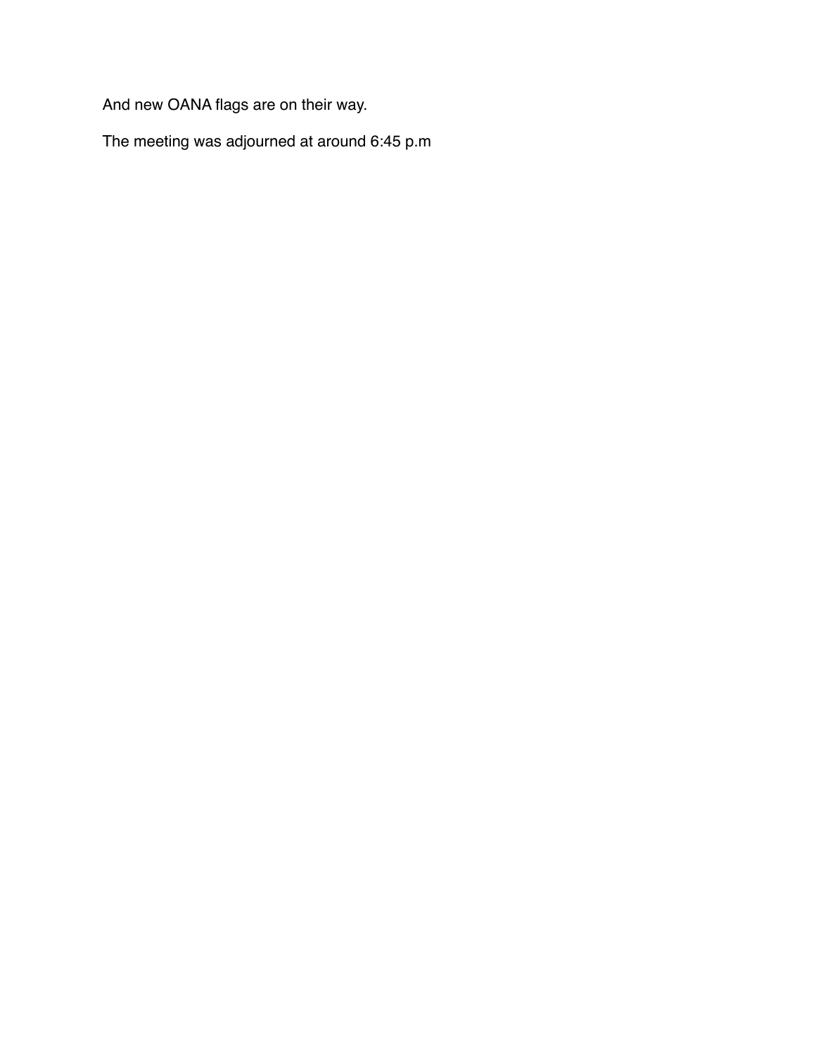And new OANA flags are on their way.

The meeting was adjourned at around 6:45 p.m